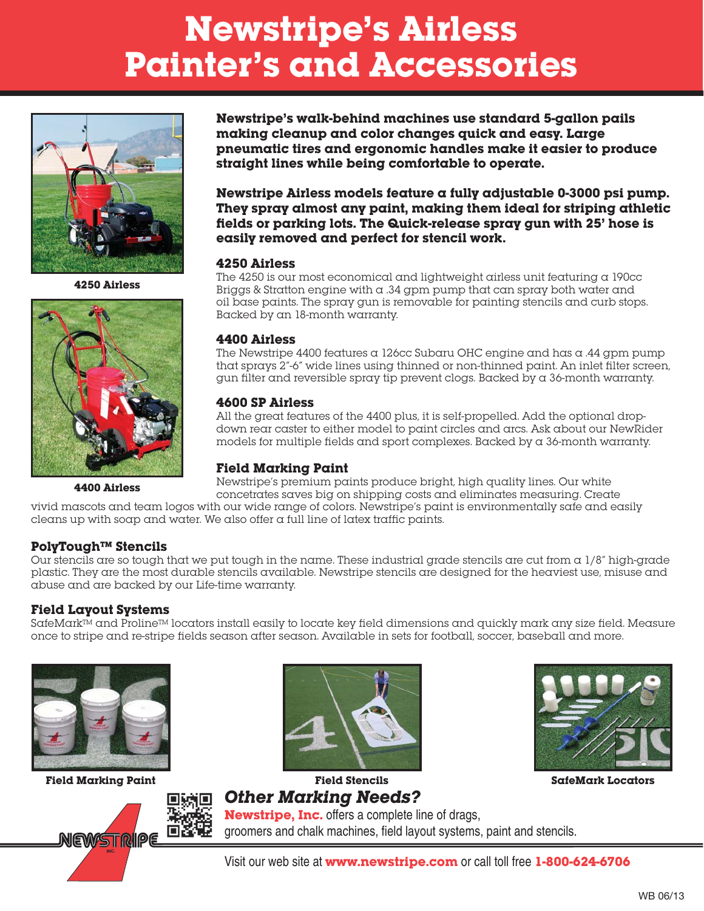# Newstripe's Airless Painter's and Accessories

4250 Airless

4400 Airless

**Newstripe's walk-behind machines use standard 5-gallon pails making cleanup and color changes quick and easy. Large pneumatic tires and ergonomic handles make it easier to produce straight lines while being comfortable to operate.**

**Newstripe Airless models feature a fully adjustable 0-3000 psi pump. They spray almost any paint, making them ideal for striping athletic fields or parking lots. The Quick-release spray gun with 25' hose is easily removed and perfect for stencil work.**

### 4250 Airless

The 4250 is our most economical and lightweight airless unit featuring a 190cc Briggs & Stratton engine with a .34 gpm pump that can spray both water and oil base paints. The spray gun is removable for painting stencils and curb stops. Backed by an 18-month warranty.

### 4400 Airless

The Newstripe 4400 features a 126cc Subaru OHC engine and has a .44 gpm pump that sprays 2"-6" wide lines using thinned or non-thinned paint. An inlet filter screen, gun filter and reversible spray tip prevent clogs. Backed by a 36-month warranty.

### 4600 SP Airless

All the great features of the 4400 plus, it is self-propelled. Add the optional drop-down rear caster to either model to paint circles and arcs. Ask about our NewRider models for multiple fields and sport complexes. Backed by a 36-month warranty.

### Field Marking Paint

Newstripe's premium paints produce bright, high quality lines. Our white concetrates saves big on shipping costs and eliminates measuring. Create vivid mascots and team logos with our wide range of colors. Newstripe's paint is environmentally safe and easily cleans up with soap and water. We also offer a full line of latex traffic paints.

### PolyTough™ Stencils

Our stencils are so tough that we put tough in the name. These industrial grade stencils are cut from a 1/8" high-grade plastic. They are the most durable stencils available. Newstripe stencils are designed for the heaviest use, misuse and abuse and are backed by our Life-time warranty.

### Field Layout Systems

SafeMark™ and Proline™ locators install easily to locate key field dimensions and quickly mark any size field. Measure once to stripe and re-stripe fields season after season. Available in sets for football, soccer, baseball and more.

Field Marking Paint

Field Stencils

SafeMark Locators

## *Other Marking Needs?*

**Newstripe, Inc.** offers a complete line of drags, groomers and chalk machines, field layout systems, paint and stencils.

Visit our web site at **www.newstripe.com** or call toll free **1-800-624-6706**

WB 06/13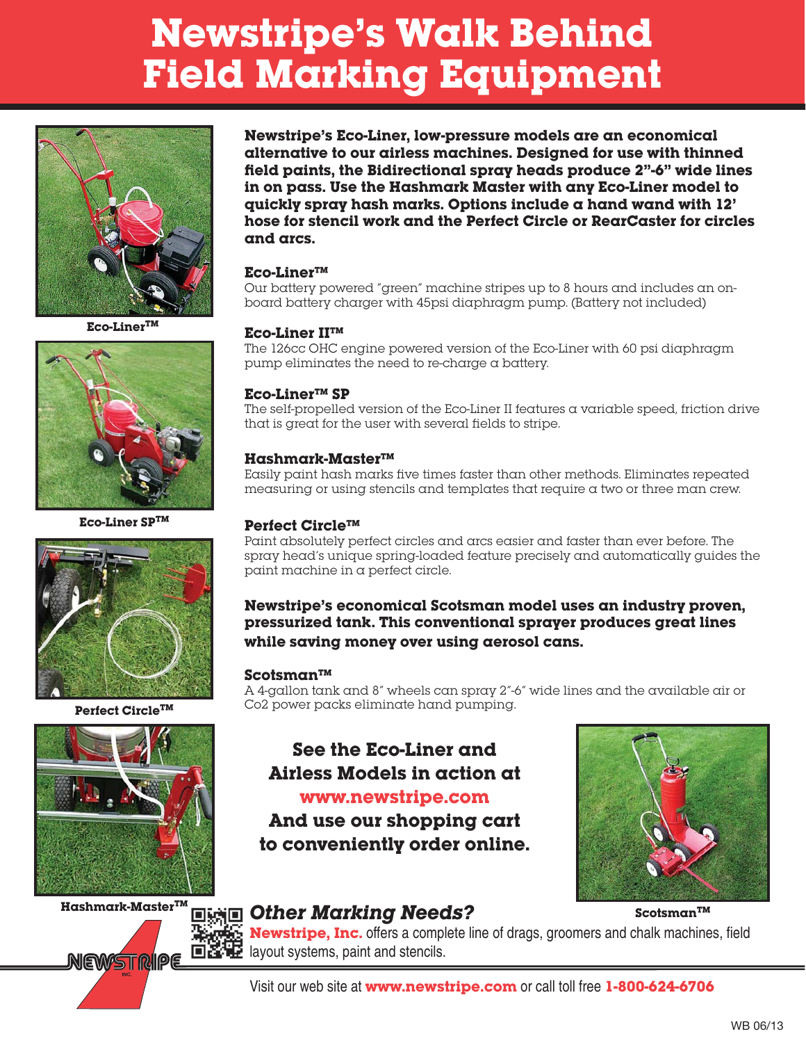# Newstripe's Walk Behind Field Marking Equipment

Eco-Liner™

Eco-Liner SP™

Perfect Circle™

Hashmark-Master™

**Newstripe's Eco-Liner, low-pressure models are an economical alternative to our airless machines. Designed for use with thinned field paints, the Bidirectional spray heads produce 2"-6" wide lines in on pass. Use the Hashmark Master with any Eco-Liner model to quickly spray hash marks. Options include a hand wand with 12' hose for stencil work and the Perfect Circle or RearCaster for circles and arcs.**

### Eco-Liner™

Our battery powered "green" machine stripes up to 8 hours and includes an on-board battery charger with 45psi diaphragm pump. (Battery not included)

### Eco-Liner II™

The 126cc OHC engine powered version of the Eco-Liner with 60 psi diaphragm pump eliminates the need to re-charge a battery.

### Eco-Liner™ SP

The self-propelled version of the Eco-Liner II features a variable speed, friction drive that is great for the user with several fields to stripe.

### Hashmark-Master™

Easily paint hash marks five times faster than other methods. Eliminates repeated measuring or using stencils and templates that require a two or three man crew.

### Perfect Circle™

Paint absolutely perfect circles and arcs easier and faster than ever before. The spray head's unique spring-loaded feature precisely and automatically guides the paint machine in a perfect circle.

**Newstripe's economical Scotsman model uses an industry proven, pressurized tank. This conventional sprayer produces great lines while saving money over using aerosol cans.**

### Scotsman™

A 4-gallon tank and 8" wheels can spray 2"-6" wide lines and the available air or Co2 power packs eliminate hand pumping.

**See the Eco-Liner and Airless Models in action at www.newstripe.com And use our shopping cart to conveniently order online.**

Scotsman™

## *Other Marking Needs?*

**Newstripe, Inc.** offers a complete line of drags, groomers and chalk machines, field layout systems, paint and stencils.

NEWSTRIPE INC.

Visit our web site at **www.newstripe.com** or call toll free **1-800-624-6706**

WB 06/13